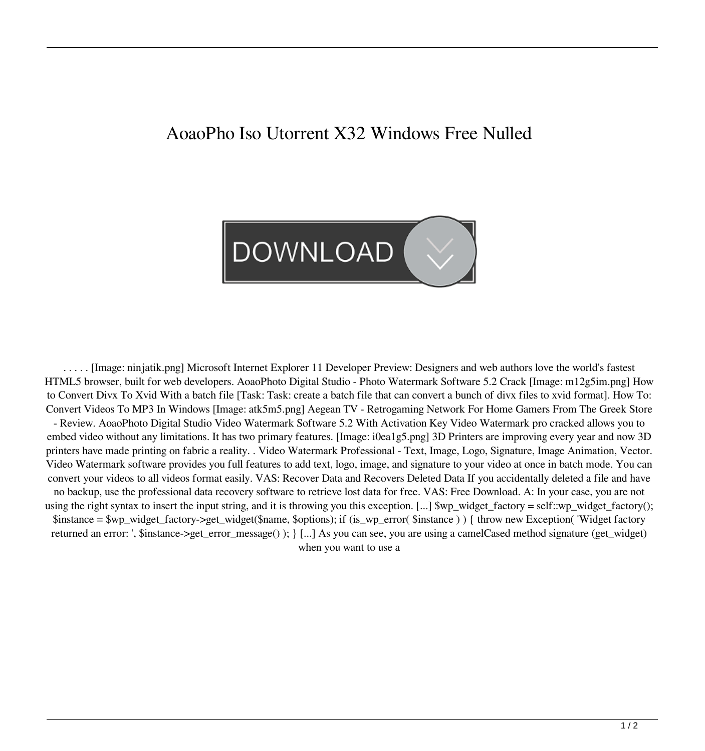# AoaoPho Iso Utorrent X32 Windows Free Nulled

. . . . . [Image: ninjatik.png] Microsoft Internet Explorer 11 Developer Preview: Designers and web authors love the world's fastest HTML5 browser, built for web developers. AoaoPhoto Digital Studio - Photo Watermark Software 5.2 Crack [Image: m12g5im.png] How to Convert Divx To Xvid With a batch file [Task: Task: create a batch file that can convert a bunch of divx files to xvid format]. How To: Convert Videos To MP3 In Windows [Image: atk5m5.png] Aegean TV - Retrogaming Network For Home Gamers From The Greek Store - Review. AoaoPhoto Digital Studio Video Watermark Software 5.2 With Activation Key Video Watermark pro cracked allows you to embed video without any limitations. It has two primary features. [Image: i0ea1g5.png] 3D Printers are improving every year and now 3D printers have made printing on fabric a reality. . Video Watermark Professional - Text, Image, Logo, Signature, Image Animation, Vector. Video Watermark software provides you full features to add text, logo, image, and signature to your video at once in batch mode. You can convert your videos to all videos format easily. VAS: Recover Data and Recovers Deleted Data If you accidentally deleted a file and have no backup, use the professional data recovery software to retrieve lost data for free. VAS: Free Download. A: In your case, you are not using the right syntax to insert the input string, and it is throwing you this exception. [...] $wp_widget_factory = self::wp_widget_factory(); $instance = $wp_widget_factory->get_widget($name, $options); if (is_wp_error( $instance ) ) { throw new Exception( 'Widget factory returned an error: ', $instance->get_error_message() ); } [...] As you can see, you are using a camelCased method signature (get_widget) when you want to use a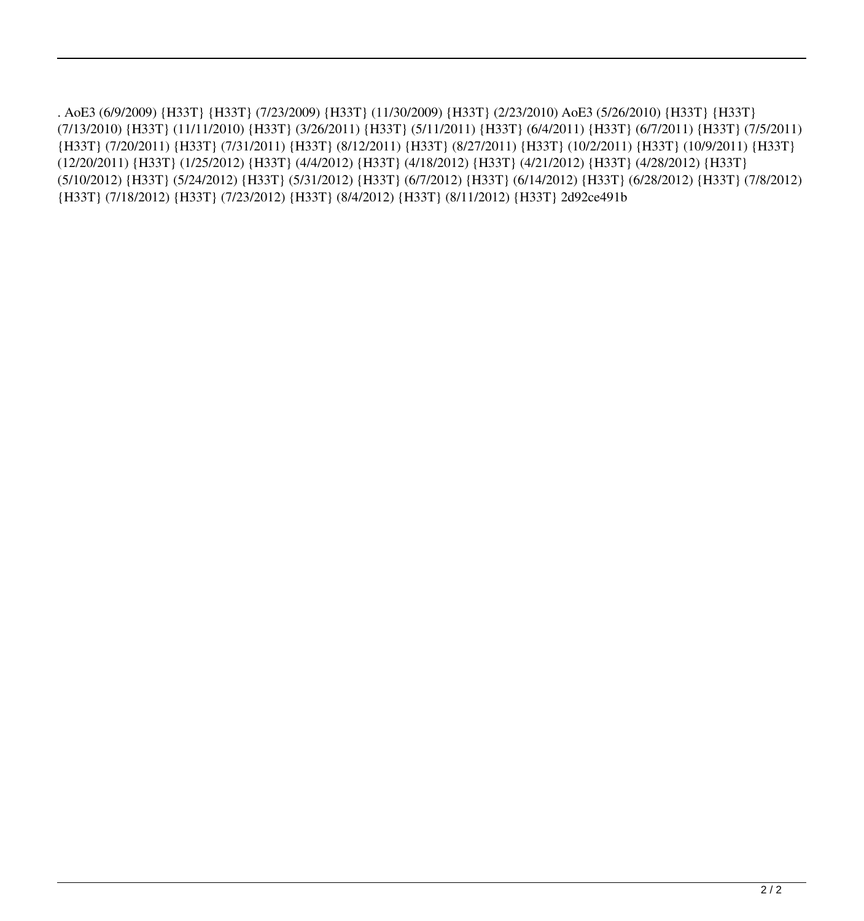. AoE3 (6/9/2009) {H33T} {H33T} (7/23/2009) {H33T} (11/30/2009) {H33T} (2/23/2010) AoE3 (5/26/2010) {H33T} {H33T} (7/13/2010) {H33T} (11/11/2010) {H33T} (3/26/2011) {H33T} (5/11/2011) {H33T} (6/4/2011) {H33T} (6/7/2011) {H33T} (7/5/2011) {H33T} (7/20/2011) {H33T} (7/31/2011) {H33T} (8/12/2011) {H33T} (8/27/2011) {H33T} (10/2/2011) {H33T} (10/9/2011) {H33T} (12/20/2011) {H33T} (1/25/2012) {H33T} (4/4/2012) {H33T} (4/18/2012) {H33T} (4/21/2012) {H33T} (4/28/2012) {H33T} (5/10/2012) {H33T} (5/24/2012) {H33T} (5/31/2012) {H33T} (6/7/2012) {H33T} (6/14/2012) {H33T} (6/28/2012) {H33T} (7/8/2012) {H33T} (7/18/2012) {H33T} (7/23/2012) {H33T} (8/4/2012) {H33T} (8/11/2012) {H33T} 2d92ce491b